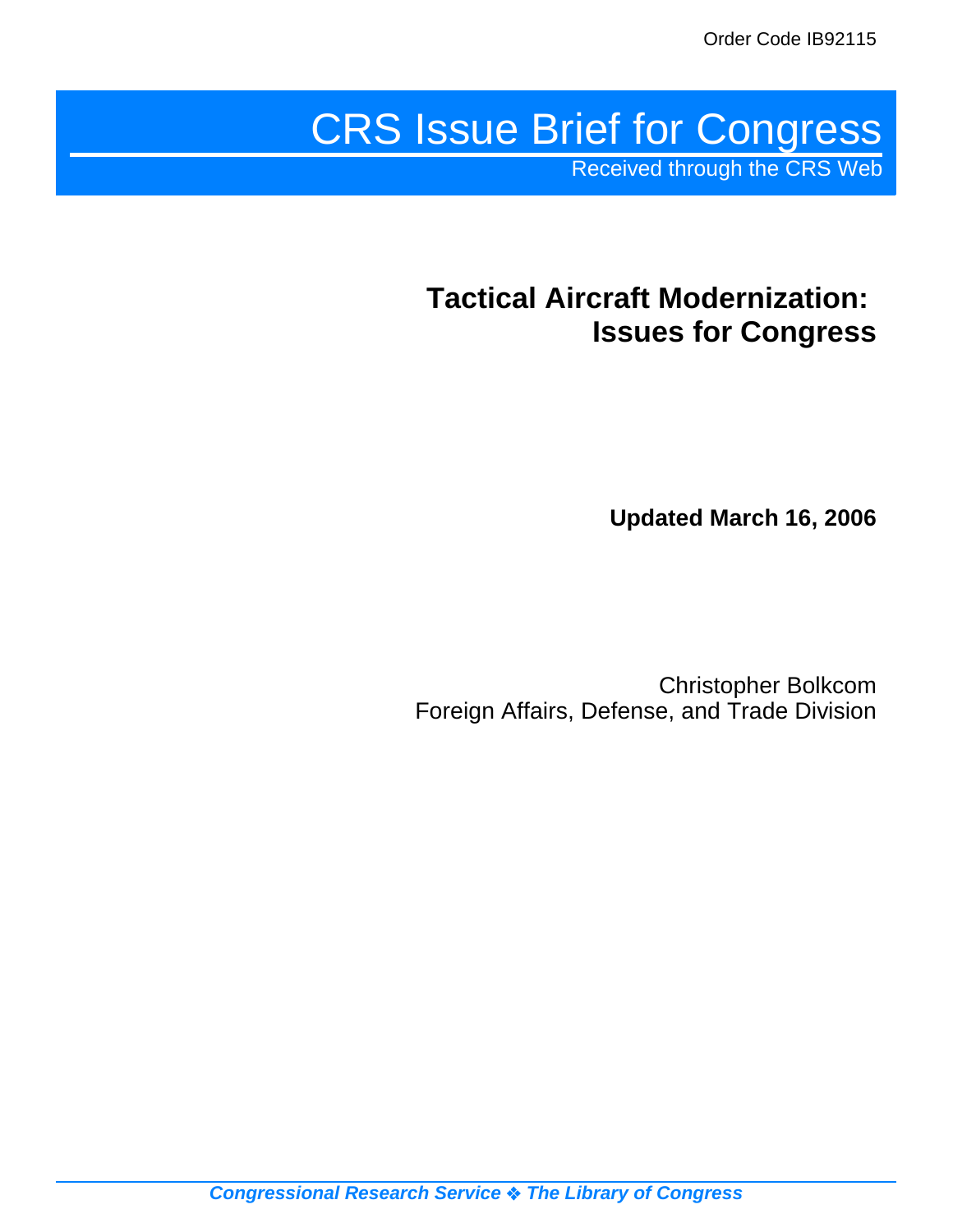Order Code IB92115

# CRS Issue Brief for Congress

Received through the CRS Web

## Tactical Aircraft Modernization: Issues for Congress

**Updated March 16, 2006**

Christopher Bolkcom
Foreign Affairs, Defense, and Trade Division

*Congressional Research Service ❖ The Library of Congress*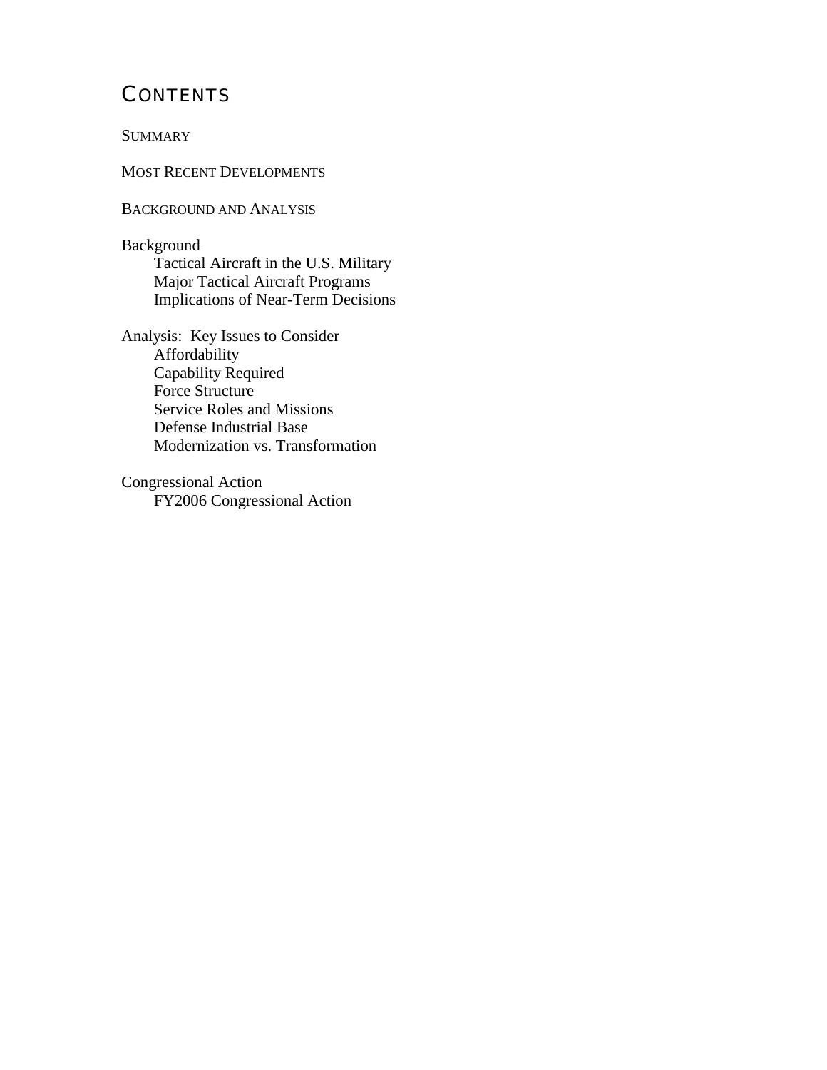# CONTENTS

SUMMARY

MOST RECENT DEVELOPMENTS

BACKGROUND AND ANALYSIS

Background
- Tactical Aircraft in the U.S. Military
- Major Tactical Aircraft Programs
- Implications of Near-Term Decisions

Analysis: Key Issues to Consider
- Affordability
- Capability Required
- Force Structure
- Service Roles and Missions
- Defense Industrial Base
- Modernization vs. Transformation

Congressional Action
- FY2006 Congressional Action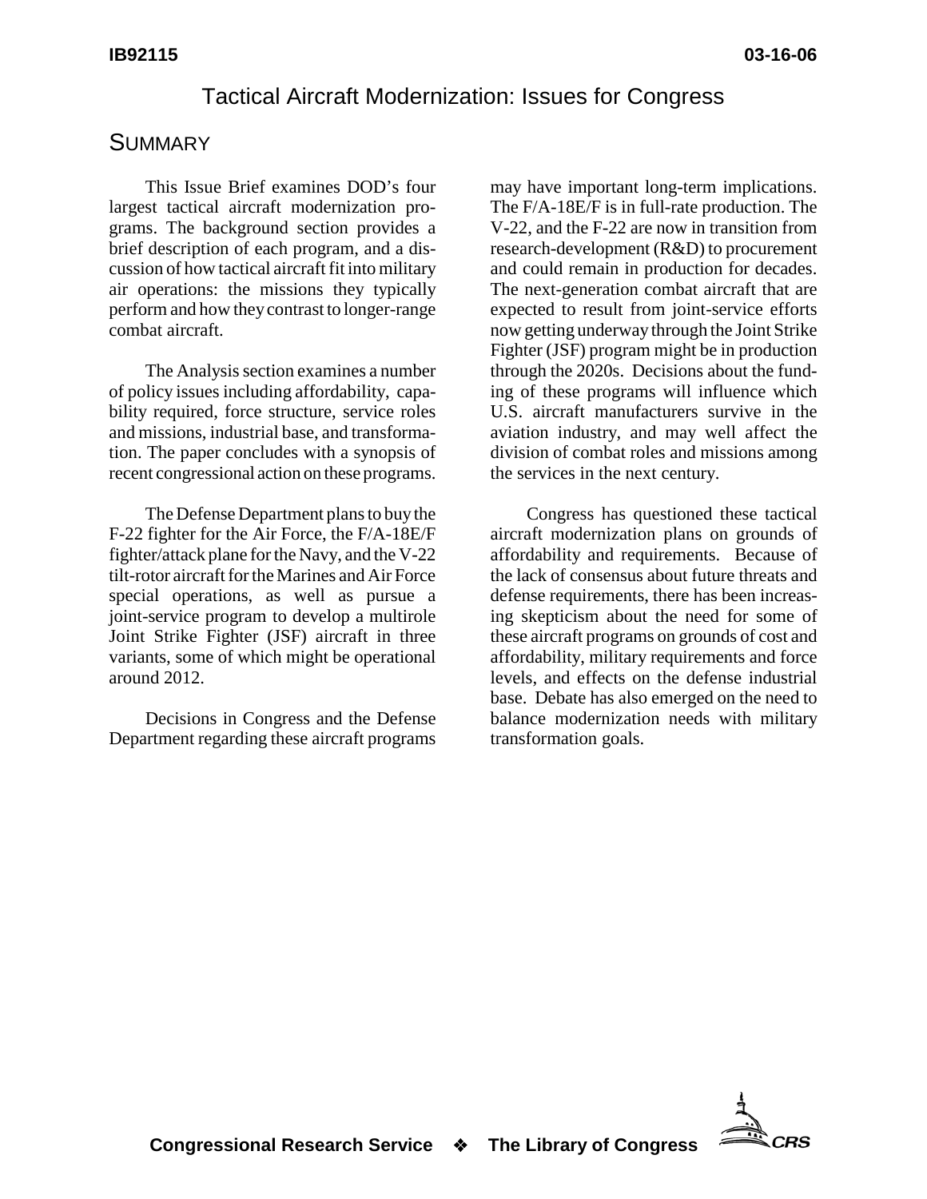# Tactical Aircraft Modernization: Issues for Congress

## SUMMARY

This Issue Brief examines DOD's four largest tactical aircraft modernization programs. The background section provides a brief description of each program, and a discussion of how tactical aircraft fit into military air operations: the missions they typically perform and how they contrast to longer-range combat aircraft.

The Analysis section examines a number of policy issues including affordability, capability required, force structure, service roles and missions, industrial base, and transformation. The paper concludes with a synopsis of recent congressional action on these programs.

The Defense Department plans to buy the F-22 fighter for the Air Force, the F/A-18E/F fighter/attack plane for the Navy, and the V-22 tilt-rotor aircraft for the Marines and Air Force special operations, as well as pursue a joint-service program to develop a multirole Joint Strike Fighter (JSF) aircraft in three variants, some of which might be operational around 2012.

Decisions in Congress and the Defense Department regarding these aircraft programs may have important long-term implications. The F/A-18E/F is in full-rate production. The V-22, and the F-22 are now in transition from research-development (R&D) to procurement and could remain in production for decades. The next-generation combat aircraft that are expected to result from joint-service efforts now getting underway through the Joint Strike Fighter (JSF) program might be in production through the 2020s. Decisions about the funding of these programs will influence which U.S. aircraft manufacturers survive in the aviation industry, and may well affect the division of combat roles and missions among the services in the next century.

Congress has questioned these tactical aircraft modernization plans on grounds of affordability and requirements. Because of the lack of consensus about future threats and defense requirements, there has been increasing skepticism about the need for some of these aircraft programs on grounds of cost and affordability, military requirements and force levels, and effects on the defense industrial base. Debate has also emerged on the need to balance modernization needs with military transformation goals.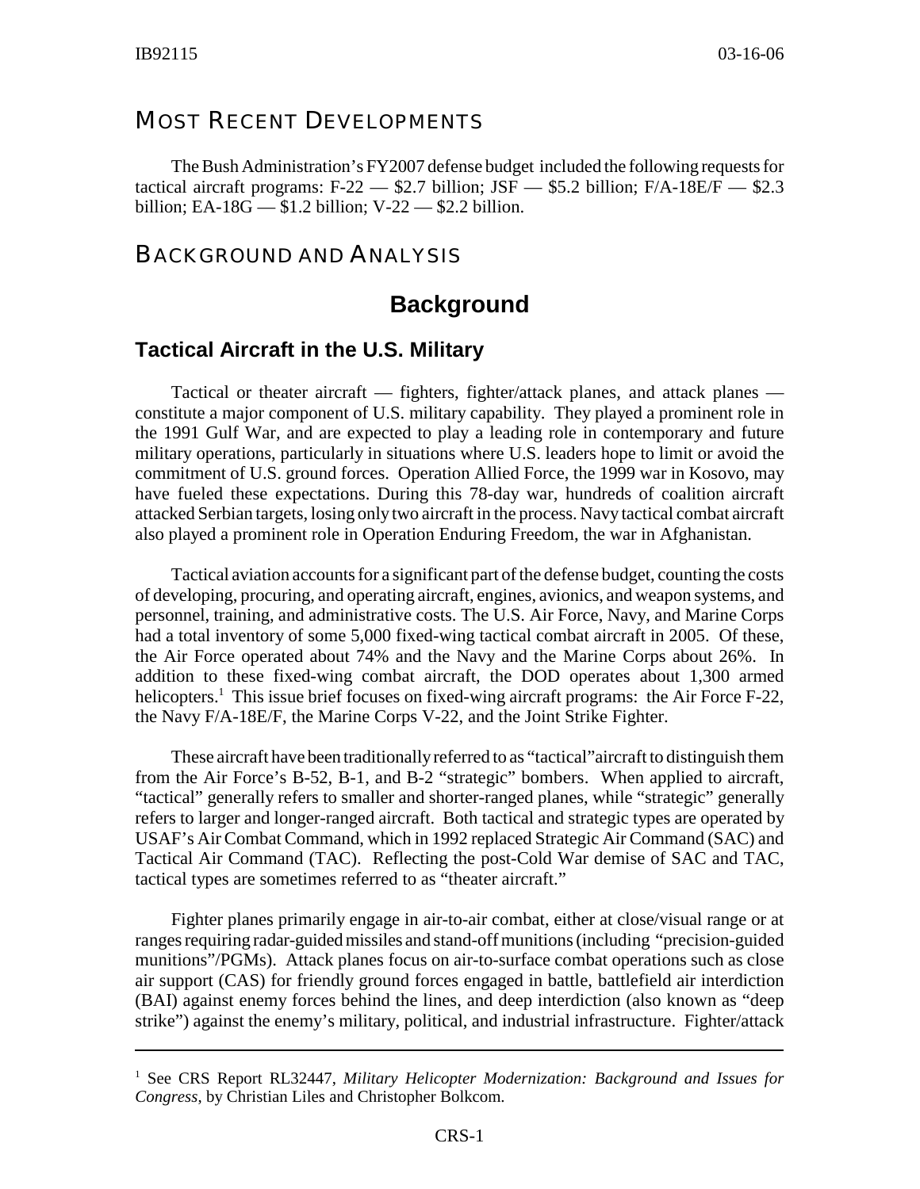## MOST RECENT DEVELOPMENTS

The Bush Administration's FY2007 defense budget included the following requests for tactical aircraft programs: F-22 — $2.7 billion; JSF — $5.2 billion; F/A-18E/F — $2.3 billion; EA-18G — $1.2 billion; V-22 — $2.2 billion.

## BACKGROUND AND ANALYSIS

# Background

### Tactical Aircraft in the U.S. Military

Tactical or theater aircraft — fighters, fighter/attack planes, and attack planes — constitute a major component of U.S. military capability. They played a prominent role in the 1991 Gulf War, and are expected to play a leading role in contemporary and future military operations, particularly in situations where U.S. leaders hope to limit or avoid the commitment of U.S. ground forces. Operation Allied Force, the 1999 war in Kosovo, may have fueled these expectations. During this 78-day war, hundreds of coalition aircraft attacked Serbian targets, losing only two aircraft in the process. Navy tactical combat aircraft also played a prominent role in Operation Enduring Freedom, the war in Afghanistan.

Tactical aviation accounts for a significant part of the defense budget, counting the costs of developing, procuring, and operating aircraft, engines, avionics, and weapon systems, and personnel, training, and administrative costs. The U.S. Air Force, Navy, and Marine Corps had a total inventory of some 5,000 fixed-wing tactical combat aircraft in 2005. Of these, the Air Force operated about 74% and the Navy and the Marine Corps about 26%. In addition to these fixed-wing combat aircraft, the DOD operates about 1,300 armed helicopters.[1] This issue brief focuses on fixed-wing aircraft programs: the Air Force F-22, the Navy F/A-18E/F, the Marine Corps V-22, and the Joint Strike Fighter.

These aircraft have been traditionally referred to as "tactical" aircraft to distinguish them from the Air Force's B-52, B-1, and B-2 "strategic" bombers. When applied to aircraft, "tactical" generally refers to smaller and shorter-ranged planes, while "strategic" generally refers to larger and longer-ranged aircraft. Both tactical and strategic types are operated by USAF's Air Combat Command, which in 1992 replaced Strategic Air Command (SAC) and Tactical Air Command (TAC). Reflecting the post-Cold War demise of SAC and TAC, tactical types are sometimes referred to as "theater aircraft."

Fighter planes primarily engage in air-to-air combat, either at close/visual range or at ranges requiring radar-guided missiles and stand-off munitions (including "precision-guided munitions"/PGMs). Attack planes focus on air-to-surface combat operations such as close air support (CAS) for friendly ground forces engaged in battle, battlefield air interdiction (BAI) against enemy forces behind the lines, and deep interdiction (also known as "deep strike") against the enemy's military, political, and industrial infrastructure. Fighter/attack

[1] See CRS Report RL32447, *Military Helicopter Modernization: Background and Issues for Congress*, by Christian Liles and Christopher Bolkcom.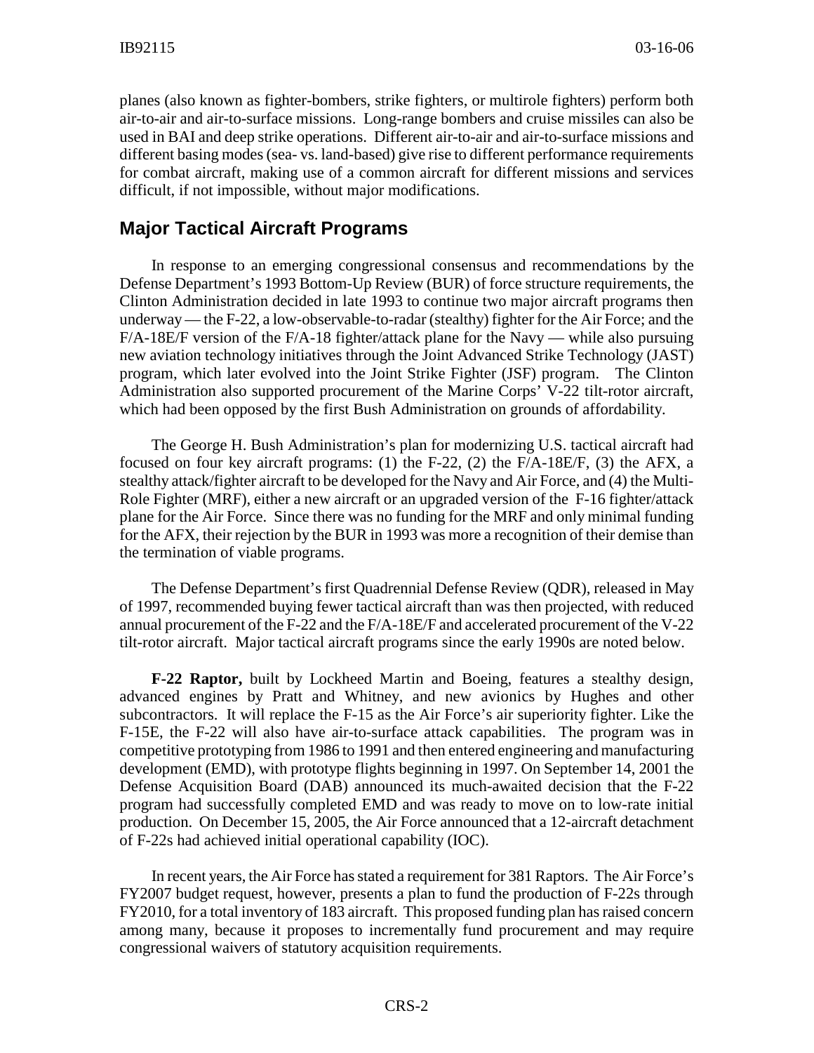planes (also known as fighter-bombers, strike fighters, or multirole fighters) perform both air-to-air and air-to-surface missions. Long-range bombers and cruise missiles can also be used in BAI and deep strike operations. Different air-to-air and air-to-surface missions and different basing modes (sea- vs. land-based) give rise to different performance requirements for combat aircraft, making use of a common aircraft for different missions and services difficult, if not impossible, without major modifications.

## Major Tactical Aircraft Programs

In response to an emerging congressional consensus and recommendations by the Defense Department's 1993 Bottom-Up Review (BUR) of force structure requirements, the Clinton Administration decided in late 1993 to continue two major aircraft programs then underway — the F-22, a low-observable-to-radar (stealthy) fighter for the Air Force; and the F/A-18E/F version of the F/A-18 fighter/attack plane for the Navy — while also pursuing new aviation technology initiatives through the Joint Advanced Strike Technology (JAST) program, which later evolved into the Joint Strike Fighter (JSF) program. The Clinton Administration also supported procurement of the Marine Corps' V-22 tilt-rotor aircraft, which had been opposed by the first Bush Administration on grounds of affordability.

The George H. Bush Administration's plan for modernizing U.S. tactical aircraft had focused on four key aircraft programs: (1) the F-22, (2) the F/A-18E/F, (3) the AFX, a stealthy attack/fighter aircraft to be developed for the Navy and Air Force, and (4) the Multi-Role Fighter (MRF), either a new aircraft or an upgraded version of the F-16 fighter/attack plane for the Air Force. Since there was no funding for the MRF and only minimal funding for the AFX, their rejection by the BUR in 1993 was more a recognition of their demise than the termination of viable programs.

The Defense Department's first Quadrennial Defense Review (QDR), released in May of 1997, recommended buying fewer tactical aircraft than was then projected, with reduced annual procurement of the F-22 and the F/A-18E/F and accelerated procurement of the V-22 tilt-rotor aircraft. Major tactical aircraft programs since the early 1990s are noted below.

**F-22 Raptor,** built by Lockheed Martin and Boeing, features a stealthy design, advanced engines by Pratt and Whitney, and new avionics by Hughes and other subcontractors. It will replace the F-15 as the Air Force's air superiority fighter. Like the F-15E, the F-22 will also have air-to-surface attack capabilities. The program was in competitive prototyping from 1986 to 1991 and then entered engineering and manufacturing development (EMD), with prototype flights beginning in 1997. On September 14, 2001 the Defense Acquisition Board (DAB) announced its much-awaited decision that the F-22 program had successfully completed EMD and was ready to move on to low-rate initial production. On December 15, 2005, the Air Force announced that a 12-aircraft detachment of F-22s had achieved initial operational capability (IOC).

In recent years, the Air Force has stated a requirement for 381 Raptors. The Air Force's FY2007 budget request, however, presents a plan to fund the production of F-22s through FY2010, for a total inventory of 183 aircraft. This proposed funding plan has raised concern among many, because it proposes to incrementally fund procurement and may require congressional waivers of statutory acquisition requirements.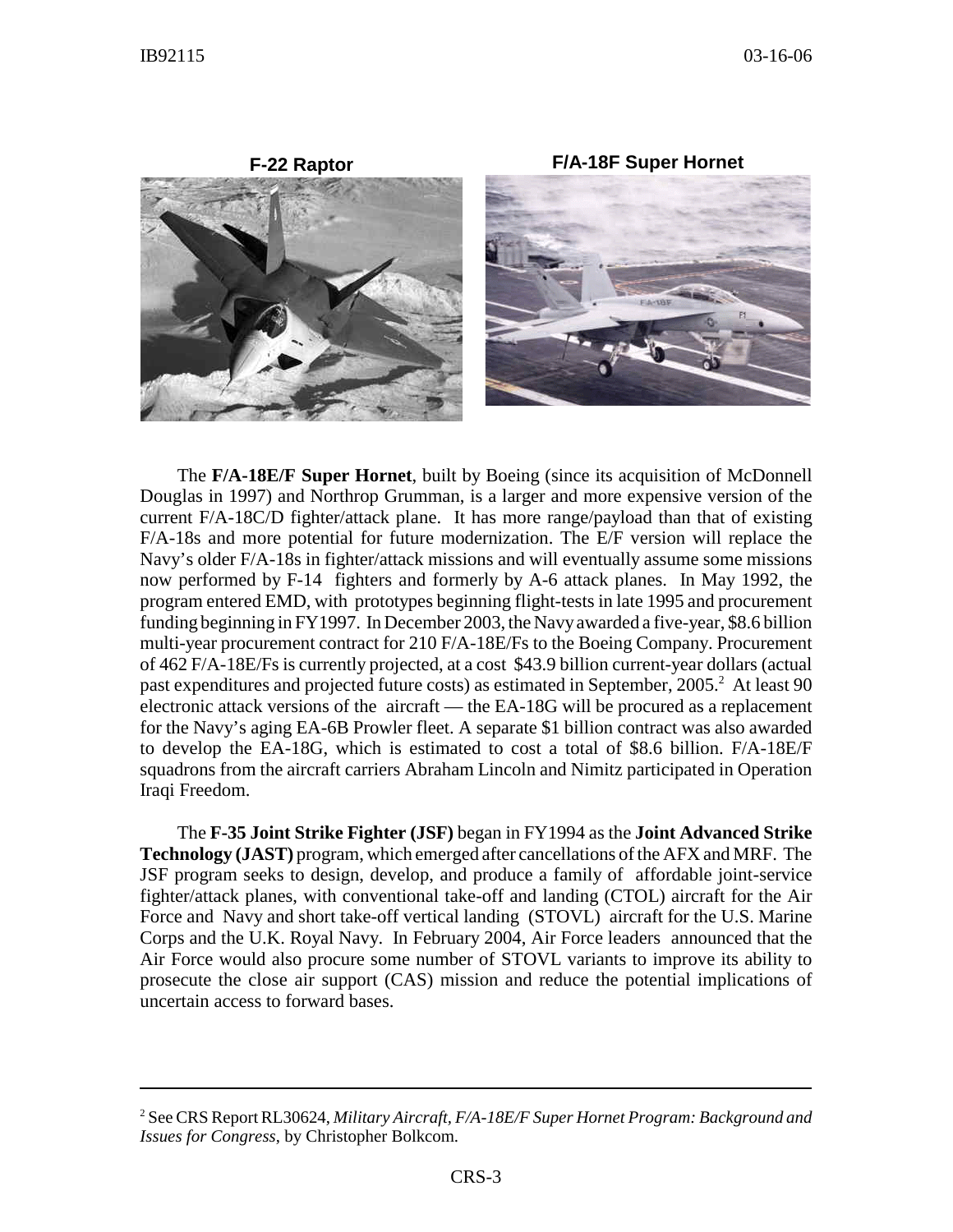**F-22 Raptor**

**F/A-18F Super Hornet**

The **F/A-18E/F Super Hornet**, built by Boeing (since its acquisition of McDonnell Douglas in 1997) and Northrop Grumman, is a larger and more expensive version of the current F/A-18C/D fighter/attack plane. It has more range/payload than that of existing F/A-18s and more potential for future modernization. The E/F version will replace the Navy's older F/A-18s in fighter/attack missions and will eventually assume some missions now performed by F-14 fighters and formerly by A-6 attack planes. In May 1992, the program entered EMD, with prototypes beginning flight-tests in late 1995 and procurement funding beginning in FY1997. In December 2003, the Navy awarded a five-year, $8.6 billion multi-year procurement contract for 210 F/A-18E/Fs to the Boeing Company. Procurement of 462 F/A-18E/Fs is currently projected, at a cost $43.9 billion current-year dollars (actual past expenditures and projected future costs) as estimated in September, 2005.[2] At least 90 electronic attack versions of the aircraft — the EA-18G will be procured as a replacement for the Navy's aging EA-6B Prowler fleet. A separate $1 billion contract was also awarded to develop the EA-18G, which is estimated to cost a total of $8.6 billion. F/A-18E/F squadrons from the aircraft carriers Abraham Lincoln and Nimitz participated in Operation Iraqi Freedom.

The **F-35 Joint Strike Fighter (JSF)** began in FY1994 as the **Joint Advanced Strike Technology (JAST)** program, which emerged after cancellations of the AFX and MRF. The JSF program seeks to design, develop, and produce a family of affordable joint-service fighter/attack planes, with conventional take-off and landing (CTOL) aircraft for the Air Force and Navy and short take-off vertical landing (STOVL) aircraft for the U.S. Marine Corps and the U.K. Royal Navy. In February 2004, Air Force leaders announced that the Air Force would also procure some number of STOVL variants to improve its ability to prosecute the close air support (CAS) mission and reduce the potential implications of uncertain access to forward bases.

---

[2] See CRS Report RL30624, *Military Aircraft, F/A-18E/F Super Hornet Program: Background and Issues for Congress*, by Christopher Bolkcom.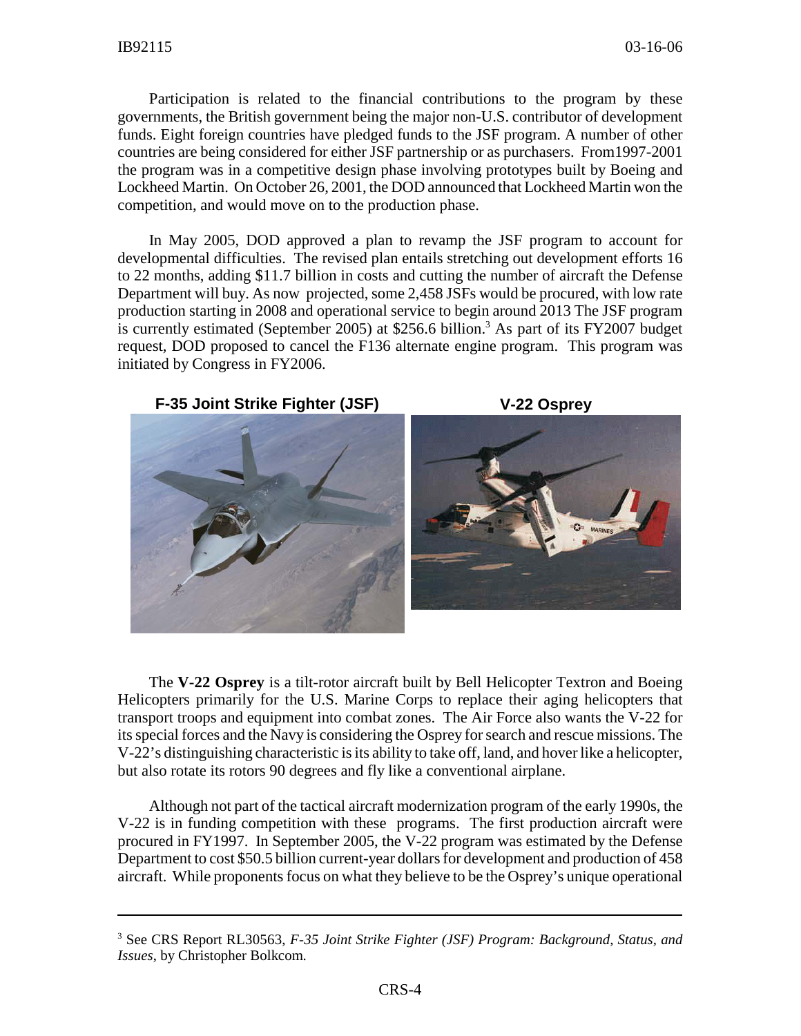Participation is related to the financial contributions to the program by these governments, the British government being the major non-U.S. contributor of development funds. Eight foreign countries have pledged funds to the JSF program. A number of other countries are being considered for either JSF partnership or as purchasers. From1997-2001 the program was in a competitive design phase involving prototypes built by Boeing and Lockheed Martin. On October 26, 2001, the DOD announced that Lockheed Martin won the competition, and would move on to the production phase.

In May 2005, DOD approved a plan to revamp the JSF program to account for developmental difficulties. The revised plan entails stretching out development efforts 16 to 22 months, adding $11.7 billion in costs and cutting the number of aircraft the Defense Department will buy. As now projected, some 2,458 JSFs would be procured, with low rate production starting in 2008 and operational service to begin around 2013 The JSF program is currently estimated (September 2005) at $256.6 billion.[3] As part of its FY2007 budget request, DOD proposed to cancel the F136 alternate engine program. This program was initiated by Congress in FY2006.

**F-35 Joint Strike Fighter (JSF)**

**V-22 Osprey**

The **V-22 Osprey** is a tilt-rotor aircraft built by Bell Helicopter Textron and Boeing Helicopters primarily for the U.S. Marine Corps to replace their aging helicopters that transport troops and equipment into combat zones. The Air Force also wants the V-22 for its special forces and the Navy is considering the Osprey for search and rescue missions. The V-22's distinguishing characteristic is its ability to take off, land, and hover like a helicopter, but also rotate its rotors 90 degrees and fly like a conventional airplane.

Although not part of the tactical aircraft modernization program of the early 1990s, the V-22 is in funding competition with these programs. The first production aircraft were procured in FY1997. In September 2005, the V-22 program was estimated by the Defense Department to cost $50.5 billion current-year dollars for development and production of 458 aircraft. While proponents focus on what they believe to be the Osprey's unique operational

---

[3] See CRS Report RL30563, *F-35 Joint Strike Fighter (JSF) Program: Background, Status, and Issues,* by Christopher Bolkcom.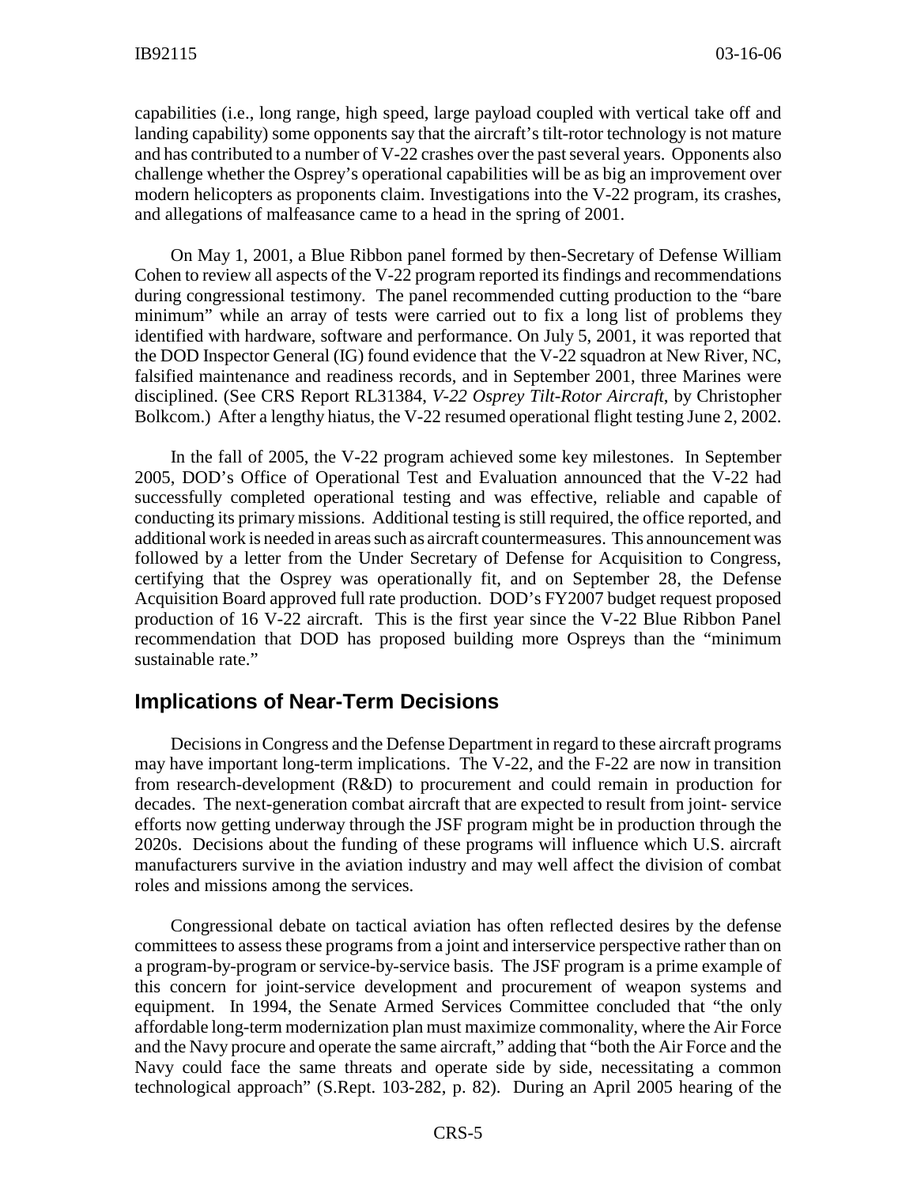capabilities (i.e., long range, high speed, large payload coupled with vertical take off and landing capability) some opponents say that the aircraft's tilt-rotor technology is not mature and has contributed to a number of V-22 crashes over the past several years. Opponents also challenge whether the Osprey's operational capabilities will be as big an improvement over modern helicopters as proponents claim. Investigations into the V-22 program, its crashes, and allegations of malfeasance came to a head in the spring of 2001.

On May 1, 2001, a Blue Ribbon panel formed by then-Secretary of Defense William Cohen to review all aspects of the V-22 program reported its findings and recommendations during congressional testimony. The panel recommended cutting production to the "bare minimum" while an array of tests were carried out to fix a long list of problems they identified with hardware, software and performance. On July 5, 2001, it was reported that the DOD Inspector General (IG) found evidence that the V-22 squadron at New River, NC, falsified maintenance and readiness records, and in September 2001, three Marines were disciplined. (See CRS Report RL31384, *V-22 Osprey Tilt-Rotor Aircraft*, by Christopher Bolkcom.) After a lengthy hiatus, the V-22 resumed operational flight testing June 2, 2002.

In the fall of 2005, the V-22 program achieved some key milestones. In September 2005, DOD's Office of Operational Test and Evaluation announced that the V-22 had successfully completed operational testing and was effective, reliable and capable of conducting its primary missions. Additional testing is still required, the office reported, and additional work is needed in areas such as aircraft countermeasures. This announcement was followed by a letter from the Under Secretary of Defense for Acquisition to Congress, certifying that the Osprey was operationally fit, and on September 28, the Defense Acquisition Board approved full rate production. DOD's FY2007 budget request proposed production of 16 V-22 aircraft. This is the first year since the V-22 Blue Ribbon Panel recommendation that DOD has proposed building more Ospreys than the "minimum sustainable rate."

## Implications of Near-Term Decisions

Decisions in Congress and the Defense Department in regard to these aircraft programs may have important long-term implications. The V-22, and the F-22 are now in transition from research-development (R&D) to procurement and could remain in production for decades. The next-generation combat aircraft that are expected to result from joint- service efforts now getting underway through the JSF program might be in production through the 2020s. Decisions about the funding of these programs will influence which U.S. aircraft manufacturers survive in the aviation industry and may well affect the division of combat roles and missions among the services.

Congressional debate on tactical aviation has often reflected desires by the defense committees to assess these programs from a joint and interservice perspective rather than on a program-by-program or service-by-service basis. The JSF program is a prime example of this concern for joint-service development and procurement of weapon systems and equipment. In 1994, the Senate Armed Services Committee concluded that "the only affordable long-term modernization plan must maximize commonality, where the Air Force and the Navy procure and operate the same aircraft," adding that "both the Air Force and the Navy could face the same threats and operate side by side, necessitating a common technological approach" (S.Rept. 103-282, p. 82). During an April 2005 hearing of the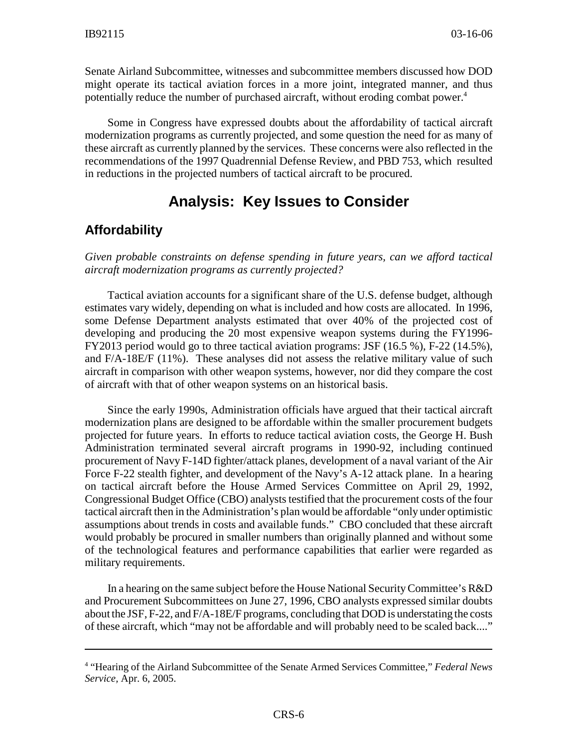Senate Airland Subcommittee, witnesses and subcommittee members discussed how DOD might operate its tactical aviation forces in a more joint, integrated manner, and thus potentially reduce the number of purchased aircraft, without eroding combat power.[4]

Some in Congress have expressed doubts about the affordability of tactical aircraft modernization programs as currently projected, and some question the need for as many of these aircraft as currently planned by the services. These concerns were also reflected in the recommendations of the 1997 Quadrennial Defense Review, and PBD 753, which resulted in reductions in the projected numbers of tactical aircraft to be procured.

# Analysis: Key Issues to Consider

## Affordability

*Given probable constraints on defense spending in future years, can we afford tactical aircraft modernization programs as currently projected?*

Tactical aviation accounts for a significant share of the U.S. defense budget, although estimates vary widely, depending on what is included and how costs are allocated. In 1996, some Defense Department analysts estimated that over 40% of the projected cost of developing and producing the 20 most expensive weapon systems during the FY1996-FY2013 period would go to three tactical aviation programs: JSF (16.5 %), F-22 (14.5%), and F/A-18E/F (11%). These analyses did not assess the relative military value of such aircraft in comparison with other weapon systems, however, nor did they compare the cost of aircraft with that of other weapon systems on an historical basis.

Since the early 1990s, Administration officials have argued that their tactical aircraft modernization plans are designed to be affordable within the smaller procurement budgets projected for future years. In efforts to reduce tactical aviation costs, the George H. Bush Administration terminated several aircraft programs in 1990-92, including continued procurement of Navy F-14D fighter/attack planes, development of a naval variant of the Air Force F-22 stealth fighter, and development of the Navy's A-12 attack plane. In a hearing on tactical aircraft before the House Armed Services Committee on April 29, 1992, Congressional Budget Office (CBO) analysts testified that the procurement costs of the four tactical aircraft then in the Administration's plan would be affordable "only under optimistic assumptions about trends in costs and available funds." CBO concluded that these aircraft would probably be procured in smaller numbers than originally planned and without some of the technological features and performance capabilities that earlier were regarded as military requirements.

In a hearing on the same subject before the House National Security Committee's R&D and Procurement Subcommittees on June 27, 1996, CBO analysts expressed similar doubts about the JSF, F-22, and F/A-18E/F programs, concluding that DOD is understating the costs of these aircraft, which "may not be affordable and will probably need to be scaled back...."

---

[4] "Hearing of the Airland Subcommittee of the Senate Armed Services Committee," *Federal News Service*, Apr. 6, 2005.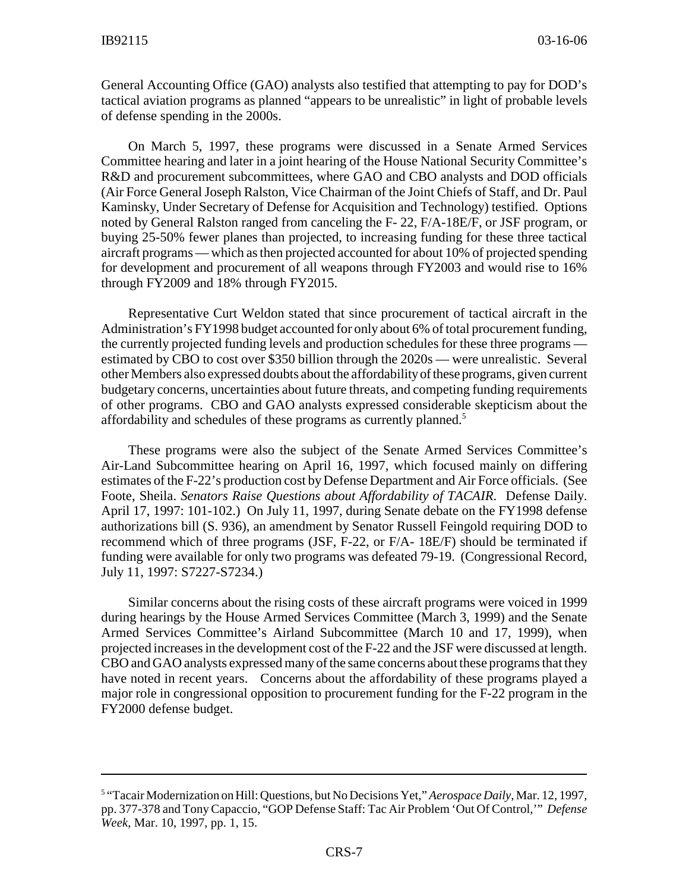General Accounting Office (GAO) analysts also testified that attempting to pay for DOD's tactical aviation programs as planned "appears to be unrealistic" in light of probable levels of defense spending in the 2000s.

On March 5, 1997, these programs were discussed in a Senate Armed Services Committee hearing and later in a joint hearing of the House National Security Committee's R&D and procurement subcommittees, where GAO and CBO analysts and DOD officials (Air Force General Joseph Ralston, Vice Chairman of the Joint Chiefs of Staff, and Dr. Paul Kaminsky, Under Secretary of Defense for Acquisition and Technology) testified. Options noted by General Ralston ranged from canceling the F- 22, F/A-18E/F, or JSF program, or buying 25-50% fewer planes than projected, to increasing funding for these three tactical aircraft programs — which as then projected accounted for about 10% of projected spending for development and procurement of all weapons through FY2003 and would rise to 16% through FY2009 and 18% through FY2015.

Representative Curt Weldon stated that since procurement of tactical aircraft in the Administration's FY1998 budget accounted for only about 6% of total procurement funding, the currently projected funding levels and production schedules for these three programs — estimated by CBO to cost over $350 billion through the 2020s — were unrealistic. Several other Members also expressed doubts about the affordability of these programs, given current budgetary concerns, uncertainties about future threats, and competing funding requirements of other programs. CBO and GAO analysts expressed considerable skepticism about the affordability and schedules of these programs as currently planned.[5]

These programs were also the subject of the Senate Armed Services Committee's Air-Land Subcommittee hearing on April 16, 1997, which focused mainly on differing estimates of the F-22's production cost by Defense Department and Air Force officials. (See Foote, Sheila. *Senators Raise Questions about Affordability of TACAIR.* Defense Daily. April 17, 1997: 101-102.) On July 11, 1997, during Senate debate on the FY1998 defense authorizations bill (S. 936), an amendment by Senator Russell Feingold requiring DOD to recommend which of three programs (JSF, F-22, or F/A- 18E/F) should be terminated if funding were available for only two programs was defeated 79-19. (Congressional Record, July 11, 1997: S7227-S7234.)

Similar concerns about the rising costs of these aircraft programs were voiced in 1999 during hearings by the House Armed Services Committee (March 3, 1999) and the Senate Armed Services Committee's Airland Subcommittee (March 10 and 17, 1999), when projected increases in the development cost of the F-22 and the JSF were discussed at length. CBO and GAO analysts expressed many of the same concerns about these programs that they have noted in recent years. Concerns about the affordability of these programs played a major role in congressional opposition to procurement funding for the F-22 program in the FY2000 defense budget.

---

[5] "Tacair Modernization on Hill: Questions, but No Decisions Yet," *Aerospace Daily*, Mar. 12, 1997, pp. 377-378 and Tony Capaccio, "GOP Defense Staff: Tac Air Problem 'Out Of Control,'" *Defense Week*, Mar. 10, 1997, pp. 1, 15.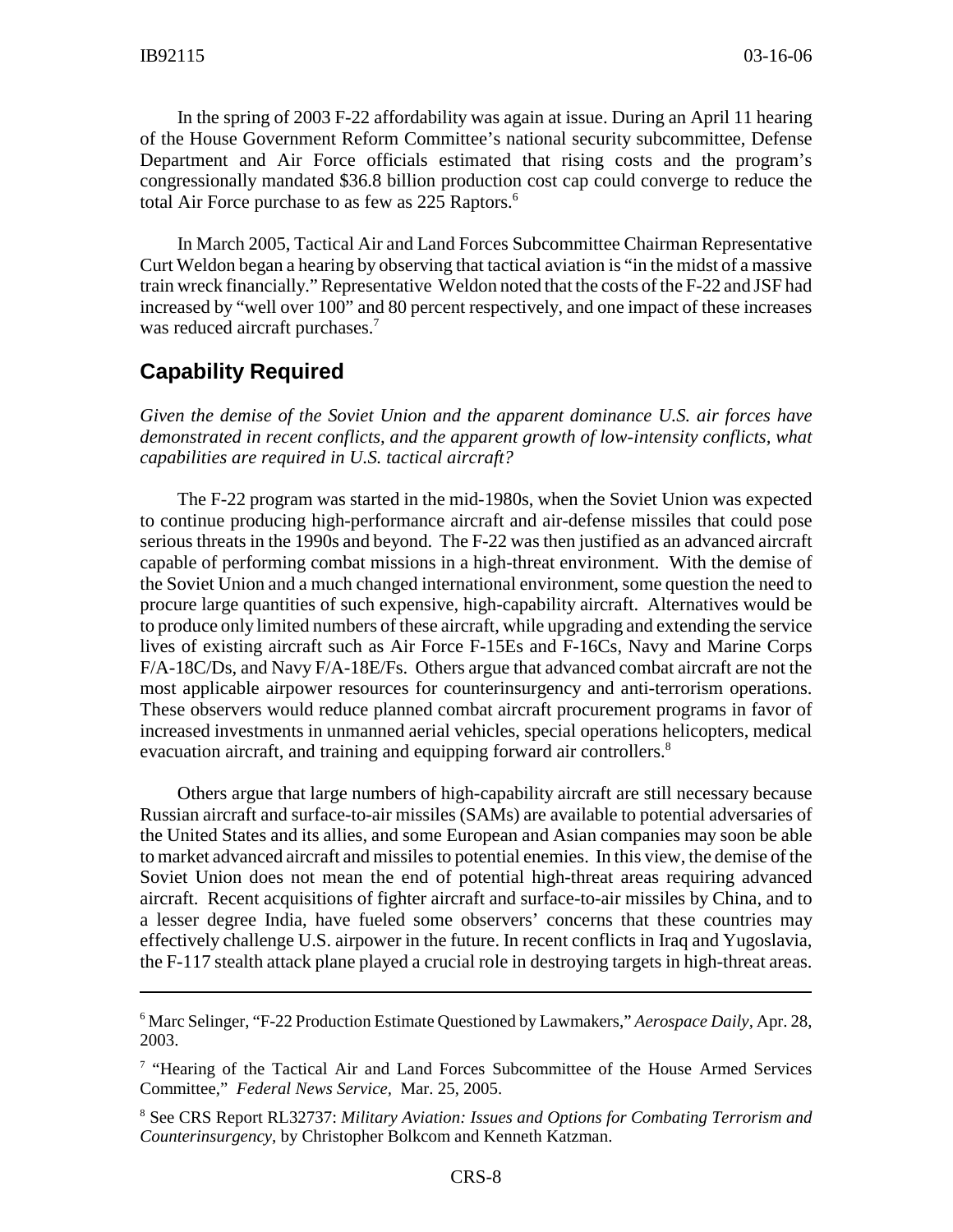In the spring of 2003 F-22 affordability was again at issue. During an April 11 hearing of the House Government Reform Committee's national security subcommittee, Defense Department and Air Force officials estimated that rising costs and the program's congressionally mandated $36.8 billion production cost cap could converge to reduce the total Air Force purchase to as few as 225 Raptors.[6]

In March 2005, Tactical Air and Land Forces Subcommittee Chairman Representative Curt Weldon began a hearing by observing that tactical aviation is "in the midst of a massive train wreck financially." Representative Weldon noted that the costs of the F-22 and JSF had increased by "well over 100" and 80 percent respectively, and one impact of these increases was reduced aircraft purchases.[7]

## Capability Required

*Given the demise of the Soviet Union and the apparent dominance U.S. air forces have demonstrated in recent conflicts, and the apparent growth of low-intensity conflicts, what capabilities are required in U.S. tactical aircraft?*

The F-22 program was started in the mid-1980s, when the Soviet Union was expected to continue producing high-performance aircraft and air-defense missiles that could pose serious threats in the 1990s and beyond. The F-22 was then justified as an advanced aircraft capable of performing combat missions in a high-threat environment. With the demise of the Soviet Union and a much changed international environment, some question the need to procure large quantities of such expensive, high-capability aircraft. Alternatives would be to produce only limited numbers of these aircraft, while upgrading and extending the service lives of existing aircraft such as Air Force F-15Es and F-16Cs, Navy and Marine Corps F/A-18C/Ds, and Navy F/A-18E/Fs. Others argue that advanced combat aircraft are not the most applicable airpower resources for counterinsurgency and anti-terrorism operations. These observers would reduce planned combat aircraft procurement programs in favor of increased investments in unmanned aerial vehicles, special operations helicopters, medical evacuation aircraft, and training and equipping forward air controllers.[8]

Others argue that large numbers of high-capability aircraft are still necessary because Russian aircraft and surface-to-air missiles (SAMs) are available to potential adversaries of the United States and its allies, and some European and Asian companies may soon be able to market advanced aircraft and missiles to potential enemies. In this view, the demise of the Soviet Union does not mean the end of potential high-threat areas requiring advanced aircraft. Recent acquisitions of fighter aircraft and surface-to-air missiles by China, and to a lesser degree India, have fueled some observers' concerns that these countries may effectively challenge U.S. airpower in the future. In recent conflicts in Iraq and Yugoslavia, the F-117 stealth attack plane played a crucial role in destroying targets in high-threat areas.

---

[6] Marc Selinger, "F-22 Production Estimate Questioned by Lawmakers," *Aerospace Daily*, Apr. 28, 2003.

[7] "Hearing of the Tactical Air and Land Forces Subcommittee of the House Armed Services Committee," *Federal News Service*, Mar. 25, 2005.

[8] See CRS Report RL32737: *Military Aviation: Issues and Options for Combating Terrorism and Counterinsurgency*, by Christopher Bolkcom and Kenneth Katzman.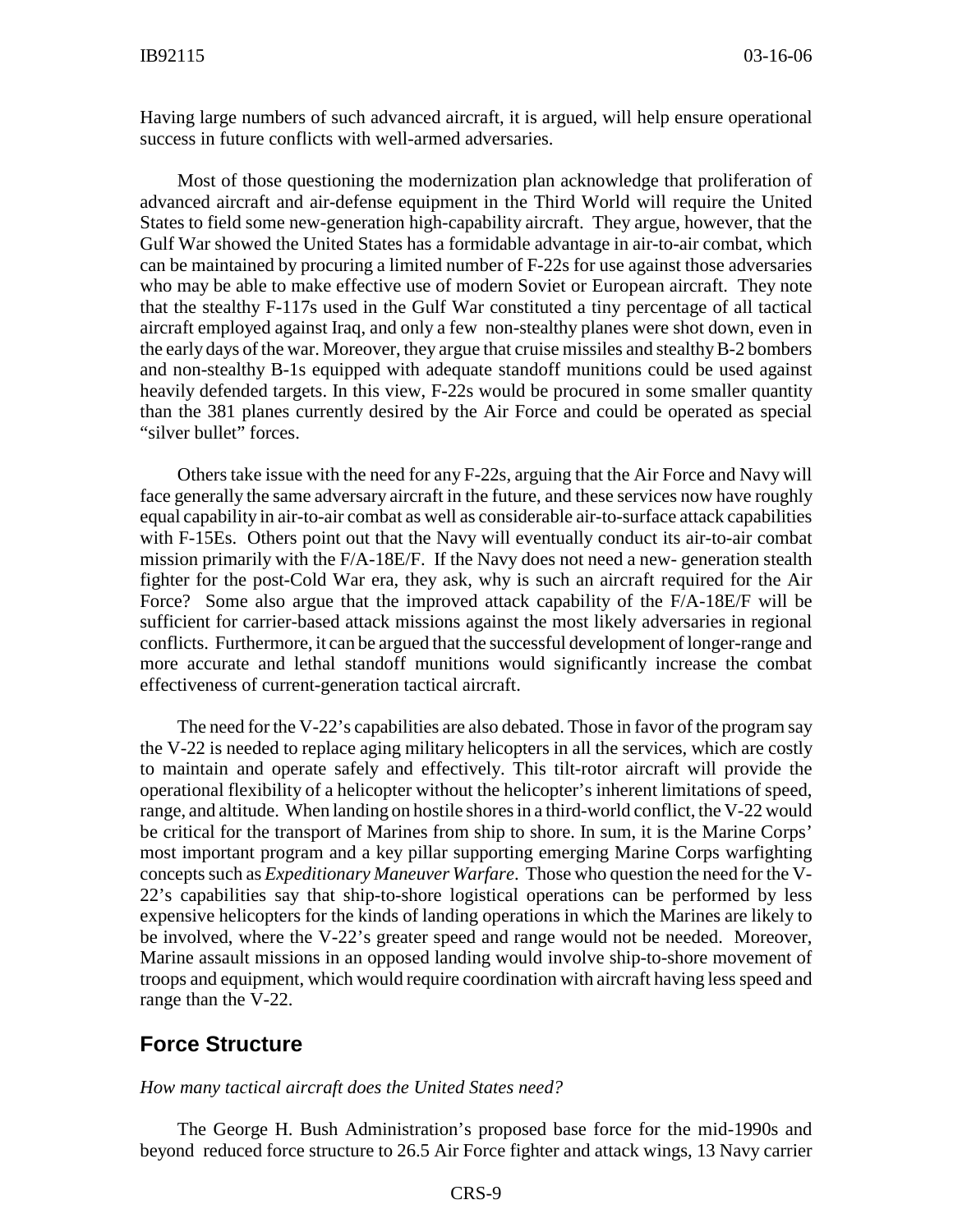Having large numbers of such advanced aircraft, it is argued, will help ensure operational success in future conflicts with well-armed adversaries.

Most of those questioning the modernization plan acknowledge that proliferation of advanced aircraft and air-defense equipment in the Third World will require the United States to field some new-generation high-capability aircraft. They argue, however, that the Gulf War showed the United States has a formidable advantage in air-to-air combat, which can be maintained by procuring a limited number of F-22s for use against those adversaries who may be able to make effective use of modern Soviet or European aircraft. They note that the stealthy F-117s used in the Gulf War constituted a tiny percentage of all tactical aircraft employed against Iraq, and only a few non-stealthy planes were shot down, even in the early days of the war. Moreover, they argue that cruise missiles and stealthy B-2 bombers and non-stealthy B-1s equipped with adequate standoff munitions could be used against heavily defended targets. In this view, F-22s would be procured in some smaller quantity than the 381 planes currently desired by the Air Force and could be operated as special "silver bullet" forces.

Others take issue with the need for any F-22s, arguing that the Air Force and Navy will face generally the same adversary aircraft in the future, and these services now have roughly equal capability in air-to-air combat as well as considerable air-to-surface attack capabilities with F-15Es. Others point out that the Navy will eventually conduct its air-to-air combat mission primarily with the F/A-18E/F. If the Navy does not need a new- generation stealth fighter for the post-Cold War era, they ask, why is such an aircraft required for the Air Force? Some also argue that the improved attack capability of the F/A-18E/F will be sufficient for carrier-based attack missions against the most likely adversaries in regional conflicts. Furthermore, it can be argued that the successful development of longer-range and more accurate and lethal standoff munitions would significantly increase the combat effectiveness of current-generation tactical aircraft.

The need for the V-22's capabilities are also debated. Those in favor of the program say the V-22 is needed to replace aging military helicopters in all the services, which are costly to maintain and operate safely and effectively. This tilt-rotor aircraft will provide the operational flexibility of a helicopter without the helicopter's inherent limitations of speed, range, and altitude. When landing on hostile shores in a third-world conflict, the V-22 would be critical for the transport of Marines from ship to shore. In sum, it is the Marine Corps' most important program and a key pillar supporting emerging Marine Corps warfighting concepts such as *Expeditionary Maneuver Warfare*. Those who question the need for the V-22's capabilities say that ship-to-shore logistical operations can be performed by less expensive helicopters for the kinds of landing operations in which the Marines are likely to be involved, where the V-22's greater speed and range would not be needed. Moreover, Marine assault missions in an opposed landing would involve ship-to-shore movement of troops and equipment, which would require coordination with aircraft having less speed and range than the V-22.

## Force Structure

*How many tactical aircraft does the United States need?*

The George H. Bush Administration's proposed base force for the mid-1990s and beyond reduced force structure to 26.5 Air Force fighter and attack wings, 13 Navy carrier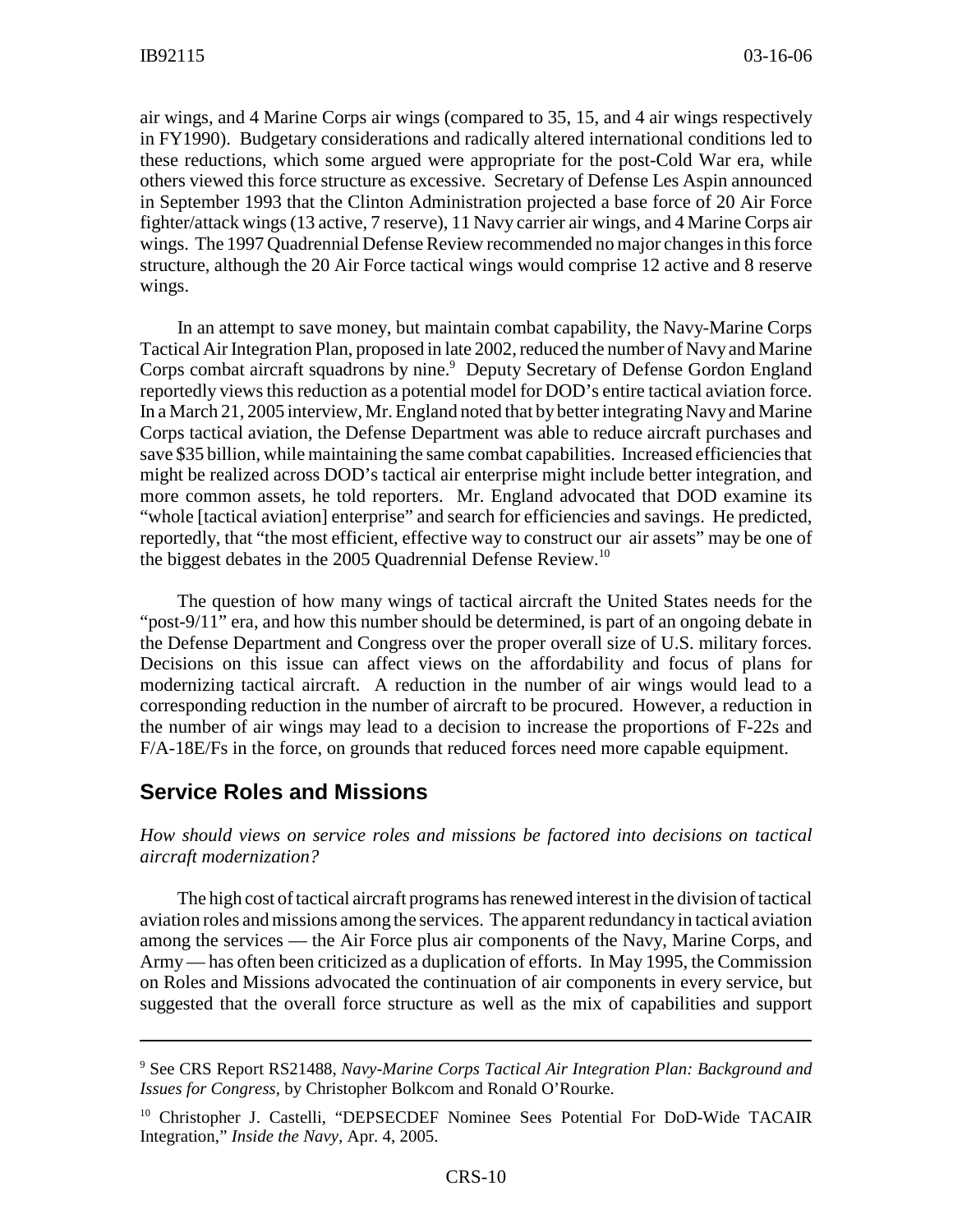air wings, and 4 Marine Corps air wings (compared to 35, 15, and 4 air wings respectively in FY1990). Budgetary considerations and radically altered international conditions led to these reductions, which some argued were appropriate for the post-Cold War era, while others viewed this force structure as excessive. Secretary of Defense Les Aspin announced in September 1993 that the Clinton Administration projected a base force of 20 Air Force fighter/attack wings (13 active, 7 reserve), 11 Navy carrier air wings, and 4 Marine Corps air wings. The 1997 Quadrennial Defense Review recommended no major changes in this force structure, although the 20 Air Force tactical wings would comprise 12 active and 8 reserve wings.

In an attempt to save money, but maintain combat capability, the Navy-Marine Corps Tactical Air Integration Plan, proposed in late 2002, reduced the number of Navy and Marine Corps combat aircraft squadrons by nine.[9] Deputy Secretary of Defense Gordon England reportedly views this reduction as a potential model for DOD's entire tactical aviation force. In a March 21, 2005 interview, Mr. England noted that by better integrating Navy and Marine Corps tactical aviation, the Defense Department was able to reduce aircraft purchases and save $35 billion, while maintaining the same combat capabilities. Increased efficiencies that might be realized across DOD's tactical air enterprise might include better integration, and more common assets, he told reporters. Mr. England advocated that DOD examine its "whole [tactical aviation] enterprise" and search for efficiencies and savings. He predicted, reportedly, that "the most efficient, effective way to construct our air assets" may be one of the biggest debates in the 2005 Quadrennial Defense Review.[10]

The question of how many wings of tactical aircraft the United States needs for the "post-9/11" era, and how this number should be determined, is part of an ongoing debate in the Defense Department and Congress over the proper overall size of U.S. military forces. Decisions on this issue can affect views on the affordability and focus of plans for modernizing tactical aircraft. A reduction in the number of air wings would lead to a corresponding reduction in the number of aircraft to be procured. However, a reduction in the number of air wings may lead to a decision to increase the proportions of F-22s and F/A-18E/Fs in the force, on grounds that reduced forces need more capable equipment.

## Service Roles and Missions

*How should views on service roles and missions be factored into decisions on tactical aircraft modernization?*

The high cost of tactical aircraft programs has renewed interest in the division of tactical aviation roles and missions among the services. The apparent redundancy in tactical aviation among the services — the Air Force plus air components of the Navy, Marine Corps, and Army — has often been criticized as a duplication of efforts. In May 1995, the Commission on Roles and Missions advocated the continuation of air components in every service, but suggested that the overall force structure as well as the mix of capabilities and support

---

[9] See CRS Report RS21488, *Navy-Marine Corps Tactical Air Integration Plan: Background and Issues for Congress*, by Christopher Bolkcom and Ronald O'Rourke.

[10] Christopher J. Castelli, "DEPSECDEF Nominee Sees Potential For DoD-Wide TACAIR Integration," *Inside the Navy*, Apr. 4, 2005.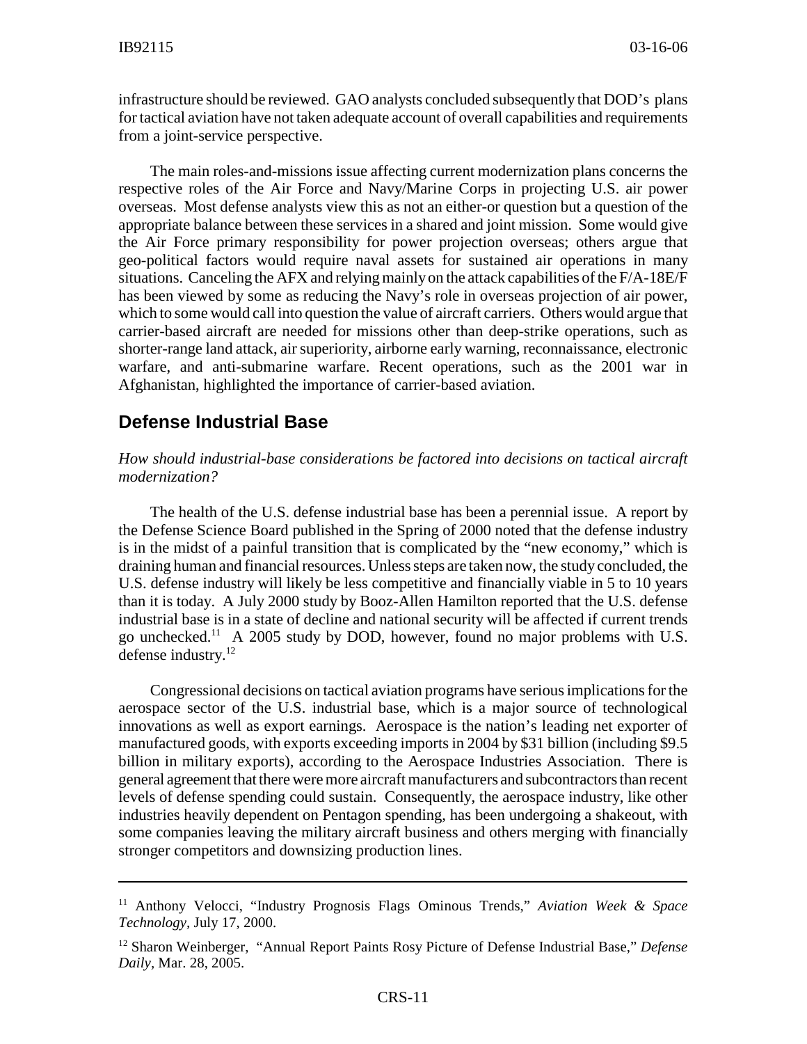infrastructure should be reviewed. GAO analysts concluded subsequently that DOD's plans for tactical aviation have not taken adequate account of overall capabilities and requirements from a joint-service perspective.

The main roles-and-missions issue affecting current modernization plans concerns the respective roles of the Air Force and Navy/Marine Corps in projecting U.S. air power overseas. Most defense analysts view this as not an either-or question but a question of the appropriate balance between these services in a shared and joint mission. Some would give the Air Force primary responsibility for power projection overseas; others argue that geo-political factors would require naval assets for sustained air operations in many situations. Canceling the AFX and relying mainly on the attack capabilities of the F/A-18E/F has been viewed by some as reducing the Navy's role in overseas projection of air power, which to some would call into question the value of aircraft carriers. Others would argue that carrier-based aircraft are needed for missions other than deep-strike operations, such as shorter-range land attack, air superiority, airborne early warning, reconnaissance, electronic warfare, and anti-submarine warfare. Recent operations, such as the 2001 war in Afghanistan, highlighted the importance of carrier-based aviation.

## Defense Industrial Base

*How should industrial-base considerations be factored into decisions on tactical aircraft modernization?*

The health of the U.S. defense industrial base has been a perennial issue. A report by the Defense Science Board published in the Spring of 2000 noted that the defense industry is in the midst of a painful transition that is complicated by the "new economy," which is draining human and financial resources. Unless steps are taken now, the study concluded, the U.S. defense industry will likely be less competitive and financially viable in 5 to 10 years than it is today. A July 2000 study by Booz-Allen Hamilton reported that the U.S. defense industrial base is in a state of decline and national security will be affected if current trends go unchecked.[11] A 2005 study by DOD, however, found no major problems with U.S. defense industry.[12]

Congressional decisions on tactical aviation programs have serious implications for the aerospace sector of the U.S. industrial base, which is a major source of technological innovations as well as export earnings. Aerospace is the nation's leading net exporter of manufactured goods, with exports exceeding imports in 2004 by $31 billion (including $9.5 billion in military exports), according to the Aerospace Industries Association. There is general agreement that there were more aircraft manufacturers and subcontractors than recent levels of defense spending could sustain. Consequently, the aerospace industry, like other industries heavily dependent on Pentagon spending, has been undergoing a shakeout, with some companies leaving the military aircraft business and others merging with financially stronger competitors and downsizing production lines.

---

[11] Anthony Velocci, "Industry Prognosis Flags Ominous Trends," *Aviation Week & Space Technology,* July 17, 2000.

[12] Sharon Weinberger, "Annual Report Paints Rosy Picture of Defense Industrial Base," *Defense Daily,* Mar. 28, 2005.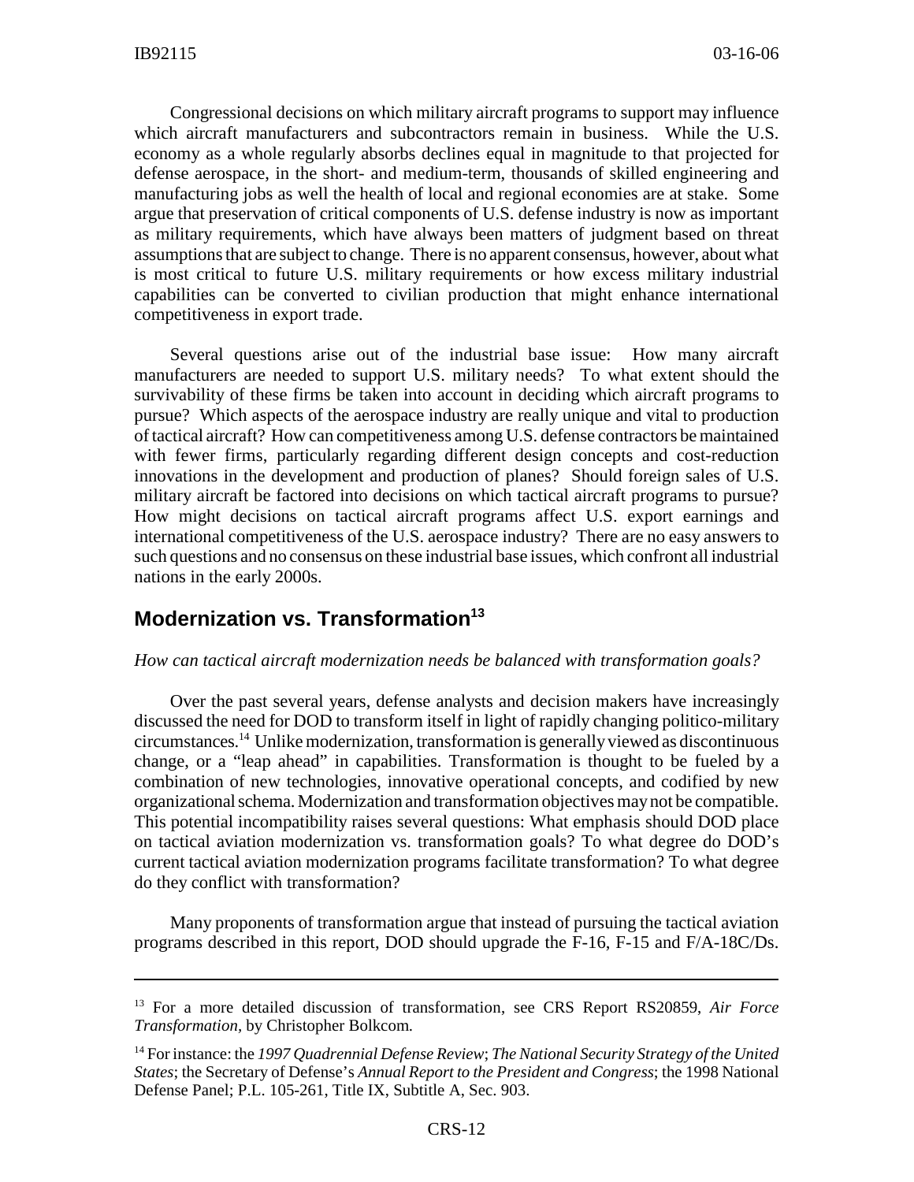Congressional decisions on which military aircraft programs to support may influence which aircraft manufacturers and subcontractors remain in business. While the U.S. economy as a whole regularly absorbs declines equal in magnitude to that projected for defense aerospace, in the short- and medium-term, thousands of skilled engineering and manufacturing jobs as well the health of local and regional economies are at stake. Some argue that preservation of critical components of U.S. defense industry is now as important as military requirements, which have always been matters of judgment based on threat assumptions that are subject to change. There is no apparent consensus, however, about what is most critical to future U.S. military requirements or how excess military industrial capabilities can be converted to civilian production that might enhance international competitiveness in export trade.

Several questions arise out of the industrial base issue: How many aircraft manufacturers are needed to support U.S. military needs? To what extent should the survivability of these firms be taken into account in deciding which aircraft programs to pursue? Which aspects of the aerospace industry are really unique and vital to production of tactical aircraft? How can competitiveness among U.S. defense contractors be maintained with fewer firms, particularly regarding different design concepts and cost-reduction innovations in the development and production of planes? Should foreign sales of U.S. military aircraft be factored into decisions on which tactical aircraft programs to pursue? How might decisions on tactical aircraft programs affect U.S. export earnings and international competitiveness of the U.S. aerospace industry? There are no easy answers to such questions and no consensus on these industrial base issues, which confront all industrial nations in the early 2000s.

## Modernization vs. Transformation[13]

*How can tactical aircraft modernization needs be balanced with transformation goals?*

Over the past several years, defense analysts and decision makers have increasingly discussed the need for DOD to transform itself in light of rapidly changing politico-military circumstances.[14] Unlike modernization, transformation is generally viewed as discontinuous change, or a "leap ahead" in capabilities. Transformation is thought to be fueled by a combination of new technologies, innovative operational concepts, and codified by new organizational schema. Modernization and transformation objectives may not be compatible. This potential incompatibility raises several questions: What emphasis should DOD place on tactical aviation modernization vs. transformation goals? To what degree do DOD's current tactical aviation modernization programs facilitate transformation? To what degree do they conflict with transformation?

Many proponents of transformation argue that instead of pursuing the tactical aviation programs described in this report, DOD should upgrade the F-16, F-15 and F/A-18C/Ds.

---

[13] For a more detailed discussion of transformation, see CRS Report RS20859, *Air Force Transformation*, by Christopher Bolkcom.

[14] For instance: the *1997 Quadrennial Defense Review*; *The National Security Strategy of the United States*; the Secretary of Defense's *Annual Report to the President and Congress*; the 1998 National Defense Panel; P.L. 105-261, Title IX, Subtitle A, Sec. 903.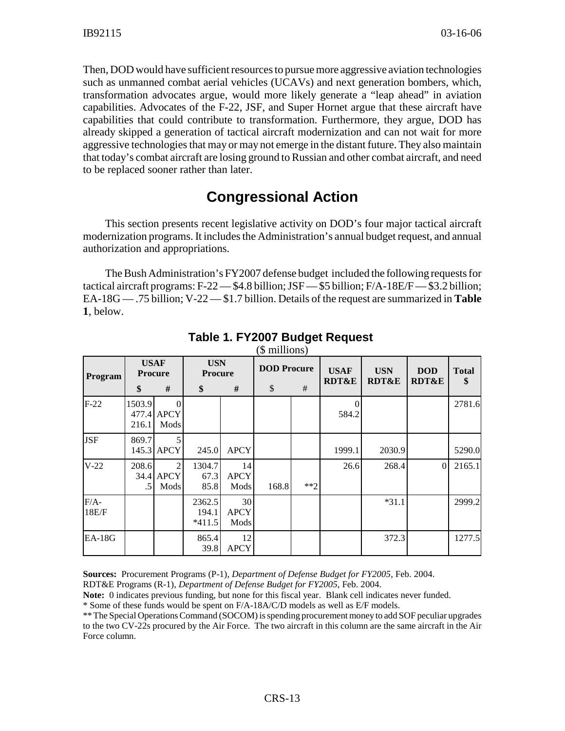Then, DOD would have sufficient resources to pursue more aggressive aviation technologies such as unmanned combat aerial vehicles (UCAVs) and next generation bombers, which, transformation advocates argue, would more likely generate a "leap ahead" in aviation capabilities. Advocates of the F-22, JSF, and Super Hornet argue that these aircraft have capabilities that could contribute to transformation. Furthermore, they argue, DOD has already skipped a generation of tactical aircraft modernization and can not wait for more aggressive technologies that may or may not emerge in the distant future. They also maintain that today's combat aircraft are losing ground to Russian and other combat aircraft, and need to be replaced sooner rather than later.

## Congressional Action

This section presents recent legislative activity on DOD's four major tactical aircraft modernization programs. It includes the Administration's annual budget request, and annual authorization and appropriations.

The Bush Administration's FY2007 defense budget included the following requests for tactical aircraft programs: F-22 — $4.8 billion; JSF — $5 billion; F/A-18E/F — $3.2 billion; EA-18G — .75 billion; V-22 — $1.7 billion. Details of the request are summarized in **Table 1**, below.

**Table 1. FY2007 Budget Request**
($ millions)

| Program | USAF Procure | | USN Procure | | DOD Procure | | USAF RDT&E | USN RDT&E | DOD RDT&E | Total $ |
|---|---|---|---|---|---|---|---|---|---|---|
| | $ | # | $ | # | $ | # | | | | |
| F-22 | 1503.9<br>477.4<br>216.1 | 0<br>APCY<br>Mods | | | | | 0<br>584.2 | | | 2781.6 |
| JSF | 869.7<br>145.3 | 5<br>APCY | 245.0 | APCY | | | 1999.1 | 2030.9 | | 5290.0 |
| V-22 | 208.6<br>34.4<br>.5 | 2<br>APCY<br>Mods | 1304.7<br>67.3<br>85.8 | 14<br>APCY<br>Mods | 168.8 | **2 | 26.6 | 268.4 | 0 | 2165.1 |
| F/A-18E/F | | | 2362.5<br>194.1<br>*411.5 | 30<br>APCY<br>Mods | | | | *31.1 | | 2999.2 |
| EA-18G | | | 865.4<br>39.8 | 12<br>APCY | | | | 372.3 | | 1277.5 |

**Sources:** Procurement Programs (P-1), *Department of Defense Budget for FY2005*, Feb. 2004.
RDT&E Programs (R-1), *Department of Defense Budget for FY2005*, Feb. 2004.

**Note:** 0 indicates previous funding, but none for this fiscal year. Blank cell indicates never funded.

* Some of these funds would be spent on F/A-18A/C/D models as well as E/F models.

** The Special Operations Command (SOCOM) is spending procurement money to add SOF peculiar upgrades to the two CV-22s procured by the Air Force. The two aircraft in this column are the same aircraft in the Air Force column.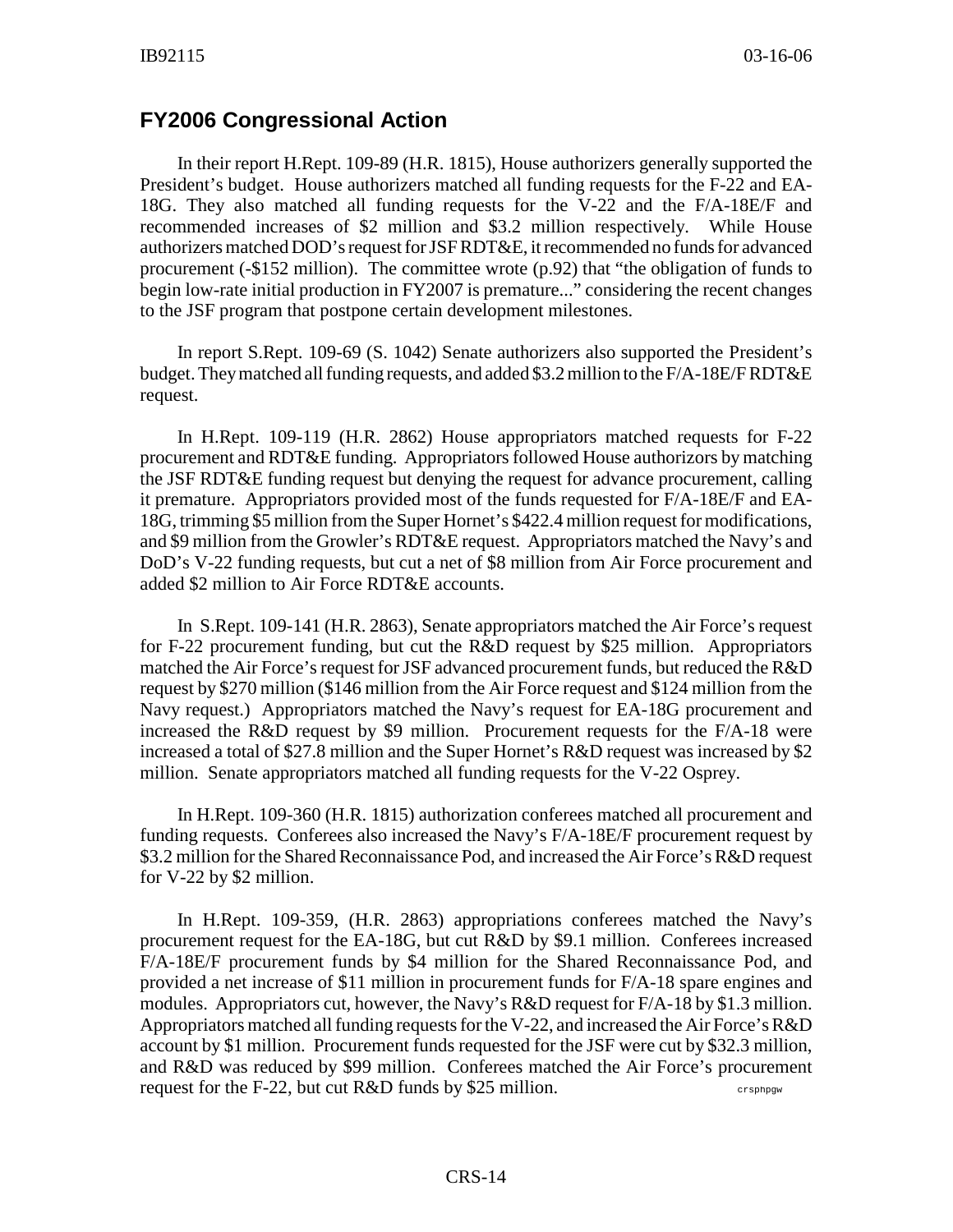## FY2006 Congressional Action

In their report H.Rept. 109-89 (H.R. 1815), House authorizers generally supported the President's budget. House authorizers matched all funding requests for the F-22 and EA-18G. They also matched all funding requests for the V-22 and the F/A-18E/F and recommended increases of $2 million and $3.2 million respectively. While House authorizers matched DOD's request for JSF RDT&E, it recommended no funds for advanced procurement (-$152 million). The committee wrote (p.92) that "the obligation of funds to begin low-rate initial production in FY2007 is premature..." considering the recent changes to the JSF program that postpone certain development milestones.

In report S.Rept. 109-69 (S. 1042) Senate authorizers also supported the President's budget. They matched all funding requests, and added $3.2 million to the F/A-18E/F RDT&E request.

In H.Rept. 109-119 (H.R. 2862) House appropriators matched requests for F-22 procurement and RDT&E funding. Appropriators followed House authorizors by matching the JSF RDT&E funding request but denying the request for advance procurement, calling it premature. Appropriators provided most of the funds requested for F/A-18E/F and EA-18G, trimming $5 million from the Super Hornet's $422.4 million request for modifications, and $9 million from the Growler's RDT&E request. Appropriators matched the Navy's and DoD's V-22 funding requests, but cut a net of $8 million from Air Force procurement and added $2 million to Air Force RDT&E accounts.

In S.Rept. 109-141 (H.R. 2863), Senate appropriators matched the Air Force's request for F-22 procurement funding, but cut the R&D request by $25 million. Appropriators matched the Air Force's request for JSF advanced procurement funds, but reduced the R&D request by $270 million ($146 million from the Air Force request and $124 million from the Navy request.) Appropriators matched the Navy's request for EA-18G procurement and increased the R&D request by $9 million. Procurement requests for the F/A-18 were increased a total of $27.8 million and the Super Hornet's R&D request was increased by $2 million. Senate appropriators matched all funding requests for the V-22 Osprey.

In H.Rept. 109-360 (H.R. 1815) authorization conferees matched all procurement and funding requests. Conferees also increased the Navy's F/A-18E/F procurement request by $3.2 million for the Shared Reconnaissance Pod, and increased the Air Force's R&D request for V-22 by $2 million.

In H.Rept. 109-359, (H.R. 2863) appropriations conferees matched the Navy's procurement request for the EA-18G, but cut R&D by $9.1 million. Conferees increased F/A-18E/F procurement funds by $4 million for the Shared Reconnaissance Pod, and provided a net increase of $11 million in procurement funds for F/A-18 spare engines and modules. Appropriators cut, however, the Navy's R&D request for F/A-18 by $1.3 million. Appropriators matched all funding requests for the V-22, and increased the Air Force's R&D account by $1 million. Procurement funds requested for the JSF were cut by $32.3 million, and R&D was reduced by $99 million. Conferees matched the Air Force's procurement request for the F-22, but cut R&D funds by $25 million.